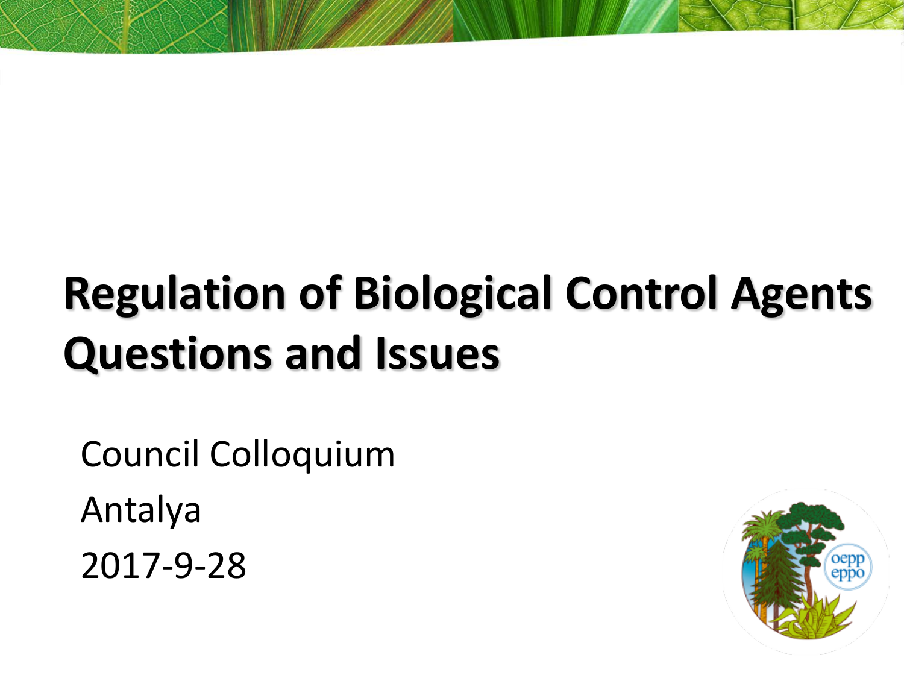# Regulation of Biological Control Agents Questions and Issues

Council Colloquium

Antalya

2017-9-28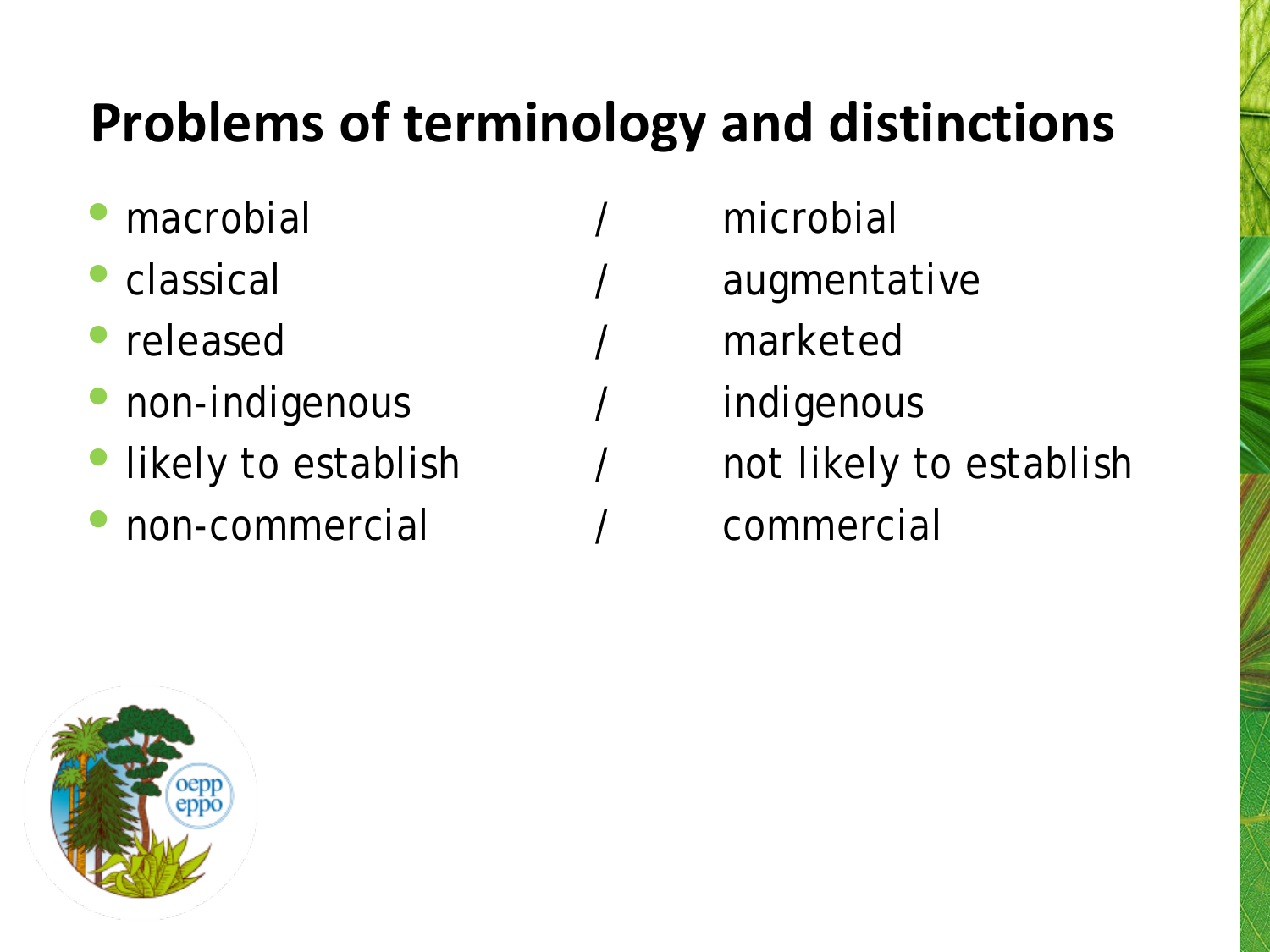# Problems of terminology and distinctions

- macrobial / microbial
- classical / augmentative
- released / marketed
- non-indigenous / indigenous
- likely to establish / not likely to establish
- non-commercial / commercial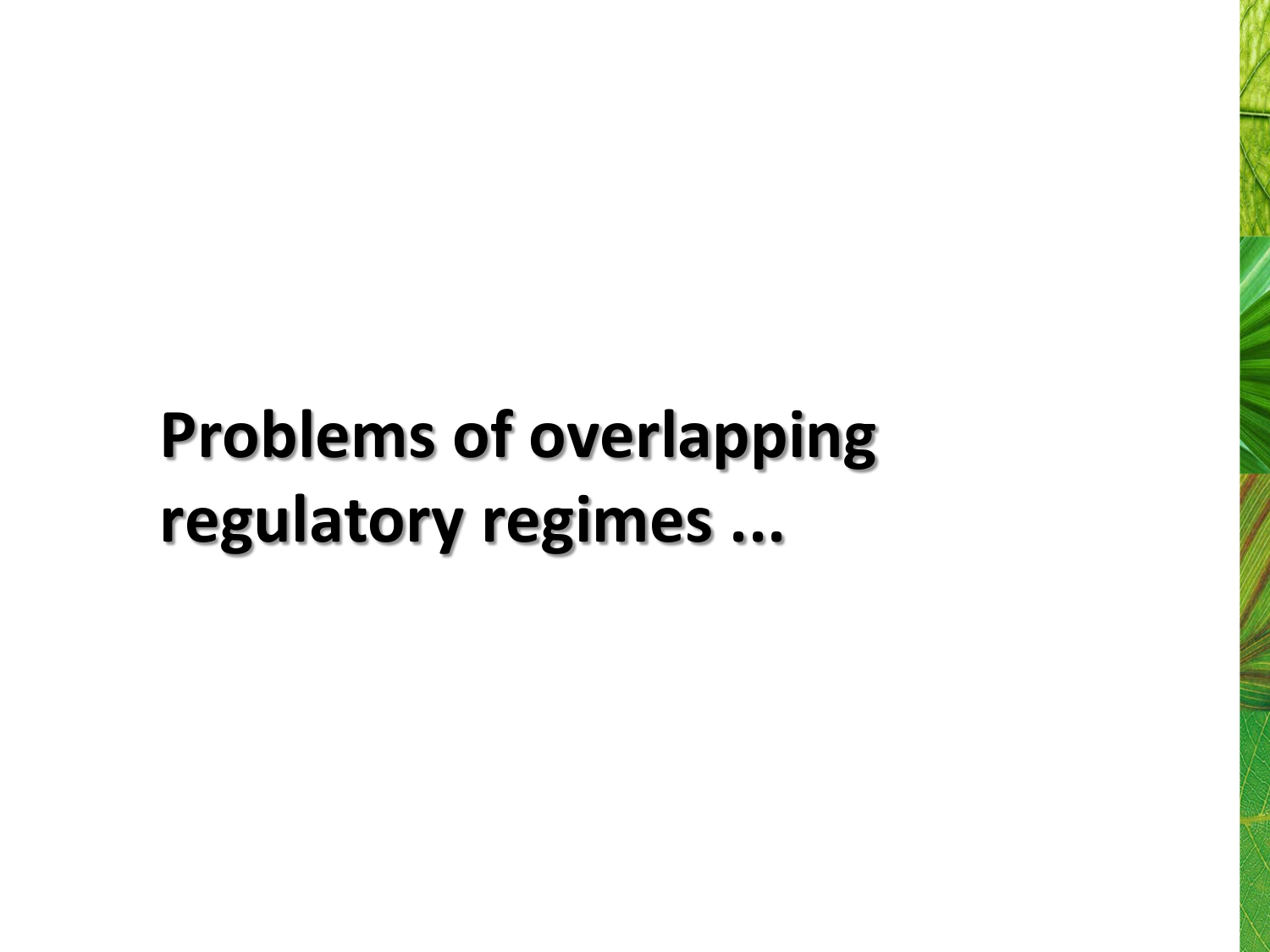# Problems of overlapping regulatory regimes ...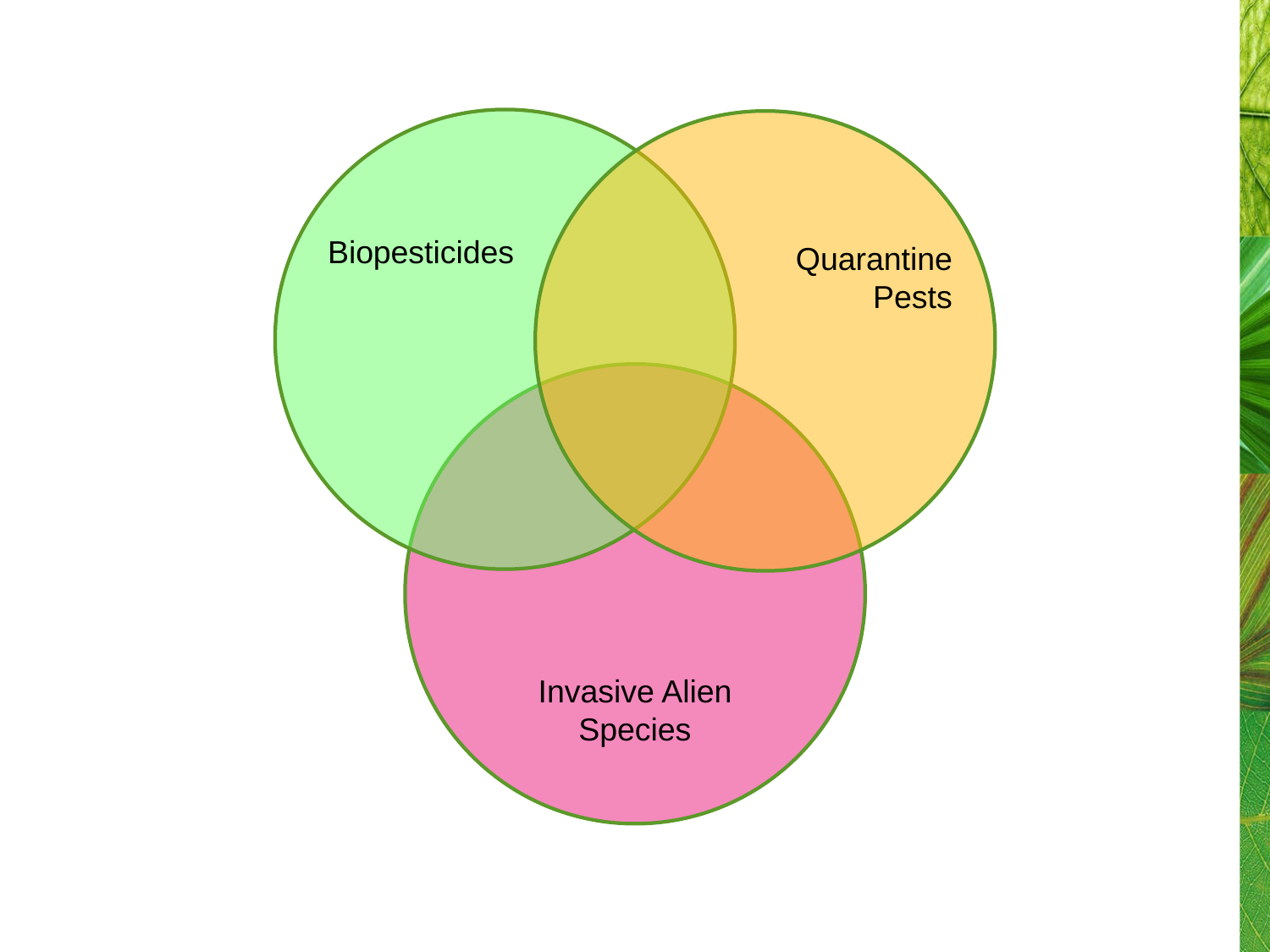Biopesticides

Quarantine Pests

Invasive Alien Species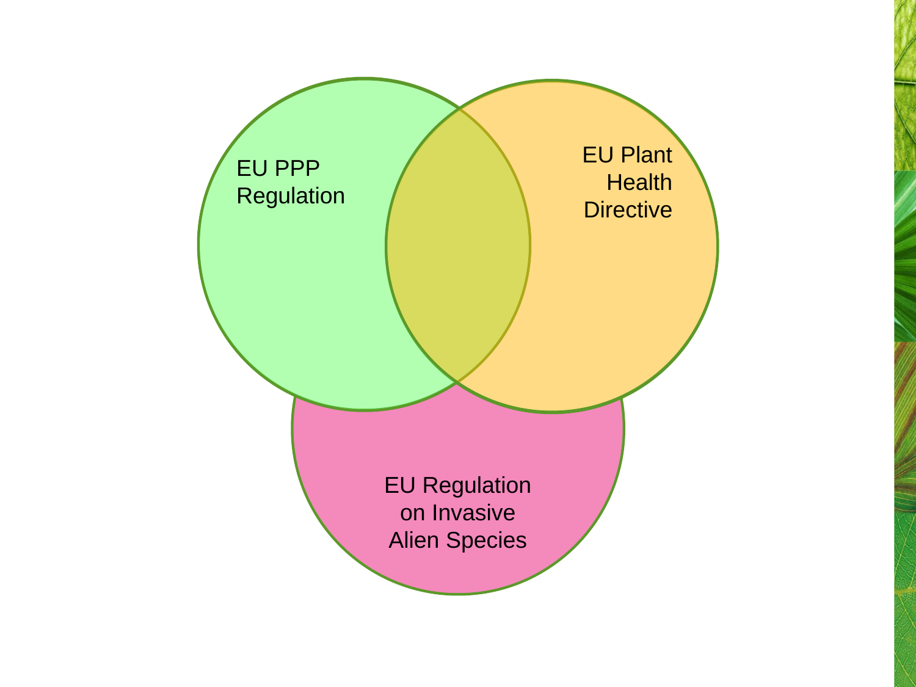EU PPP Regulation

EU Plant Health Directive

EU Regulation on Invasive Alien Species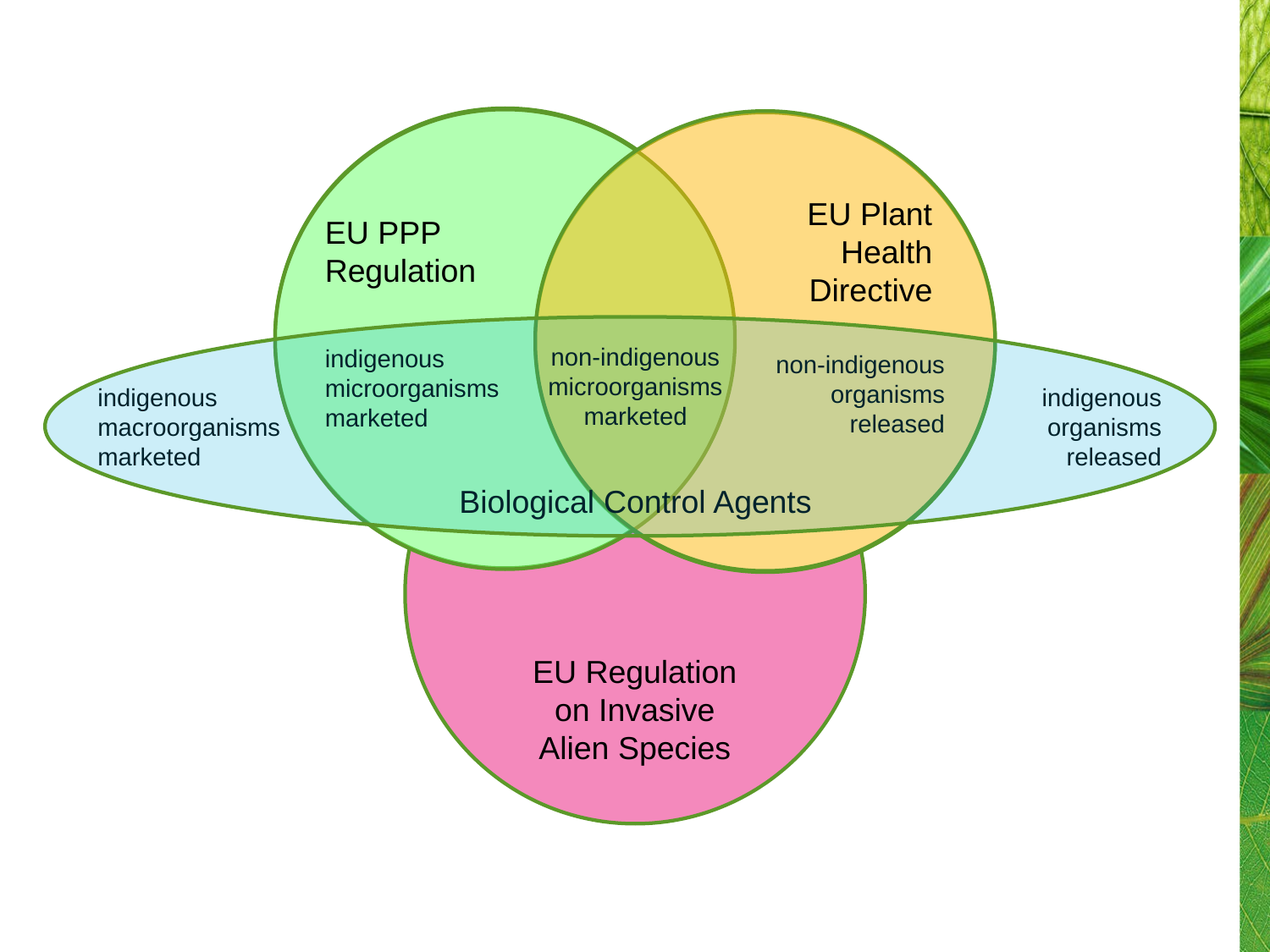EU PPP Regulation

EU Plant Health Directive

EU Regulation on Invasive Alien Species

Biological Control Agents

indigenous macroorganisms marketed

indigenous microorganisms marketed

non-indigenous microorganisms marketed

non-indigenous organisms released

indigenous organisms released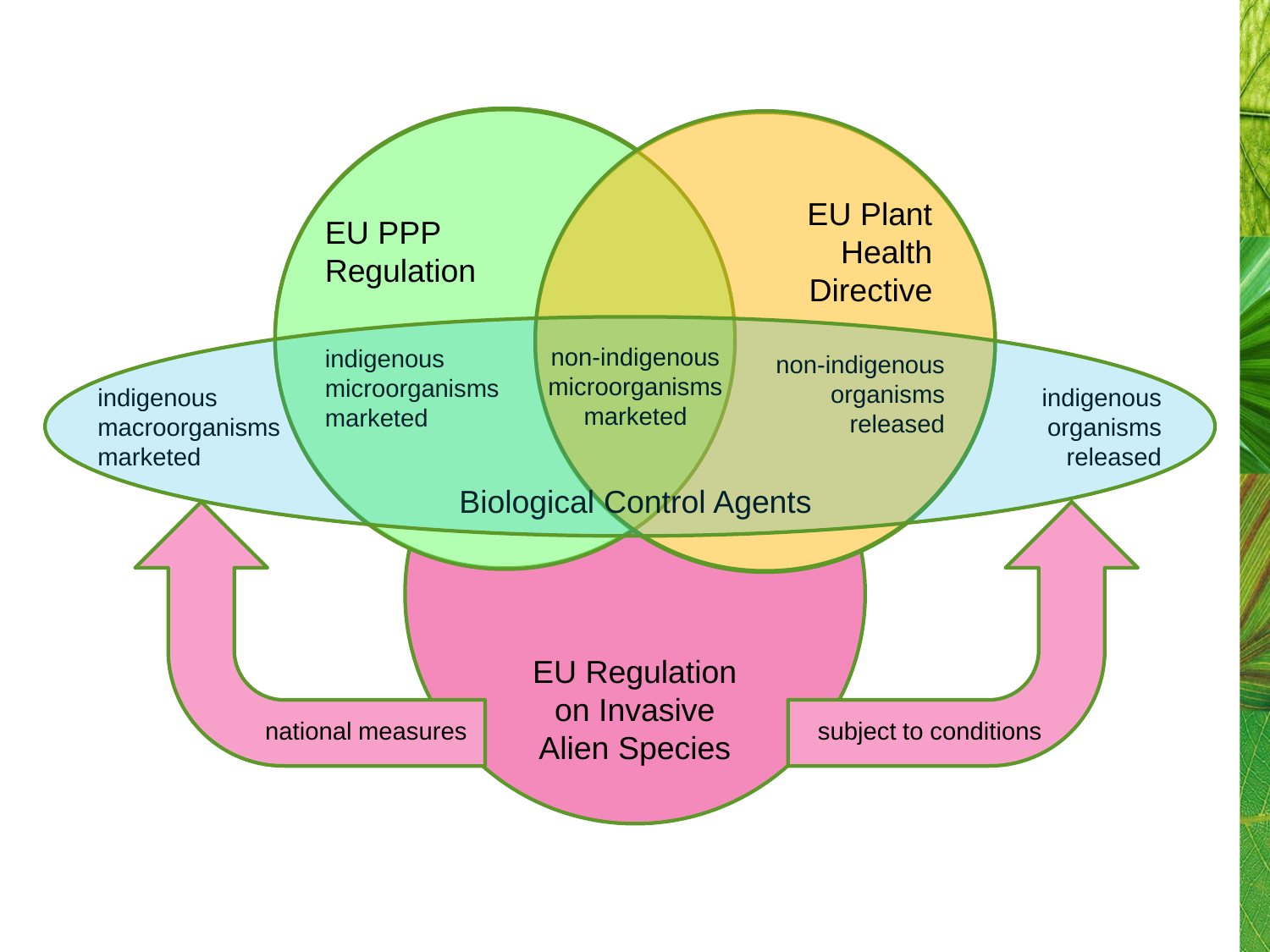EU PPP Regulation

EU Plant Health Directive

indigenous macroorganisms marketed

indigenous microorganisms marketed

non-indigenous microorganisms marketed

non-indigenous organisms released

indigenous organisms released

Biological Control Agents

EU Regulation on Invasive Alien Species

national measures

subject to conditions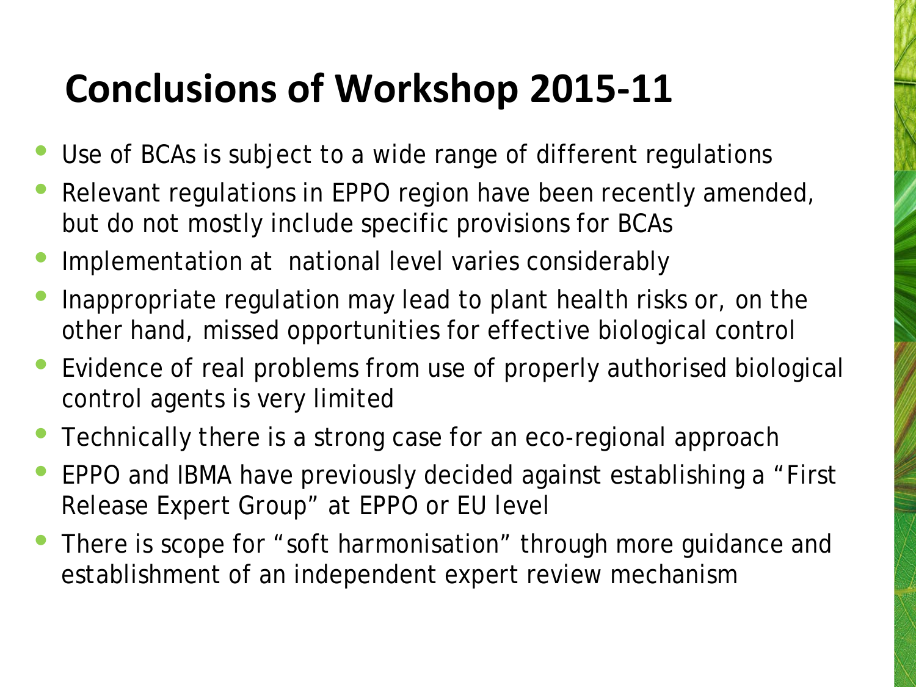# Conclusions of Workshop 2015-11

- Use of BCAs is subject to a wide range of different regulations
- Relevant regulations in EPPO region have been recently amended, but do not mostly include specific provisions for BCAs
- Implementation at national level varies considerably
- Inappropriate regulation may lead to plant health risks or, on the other hand, missed opportunities for effective biological control
- Evidence of real problems from use of properly authorised biological control agents is very limited
- Technically there is a strong case for an eco-regional approach
- EPPO and IBMA have previously decided against establishing a "First Release Expert Group" at EPPO or EU level
- There is scope for "soft harmonisation" through more guidance and establishment of an independent expert review mechanism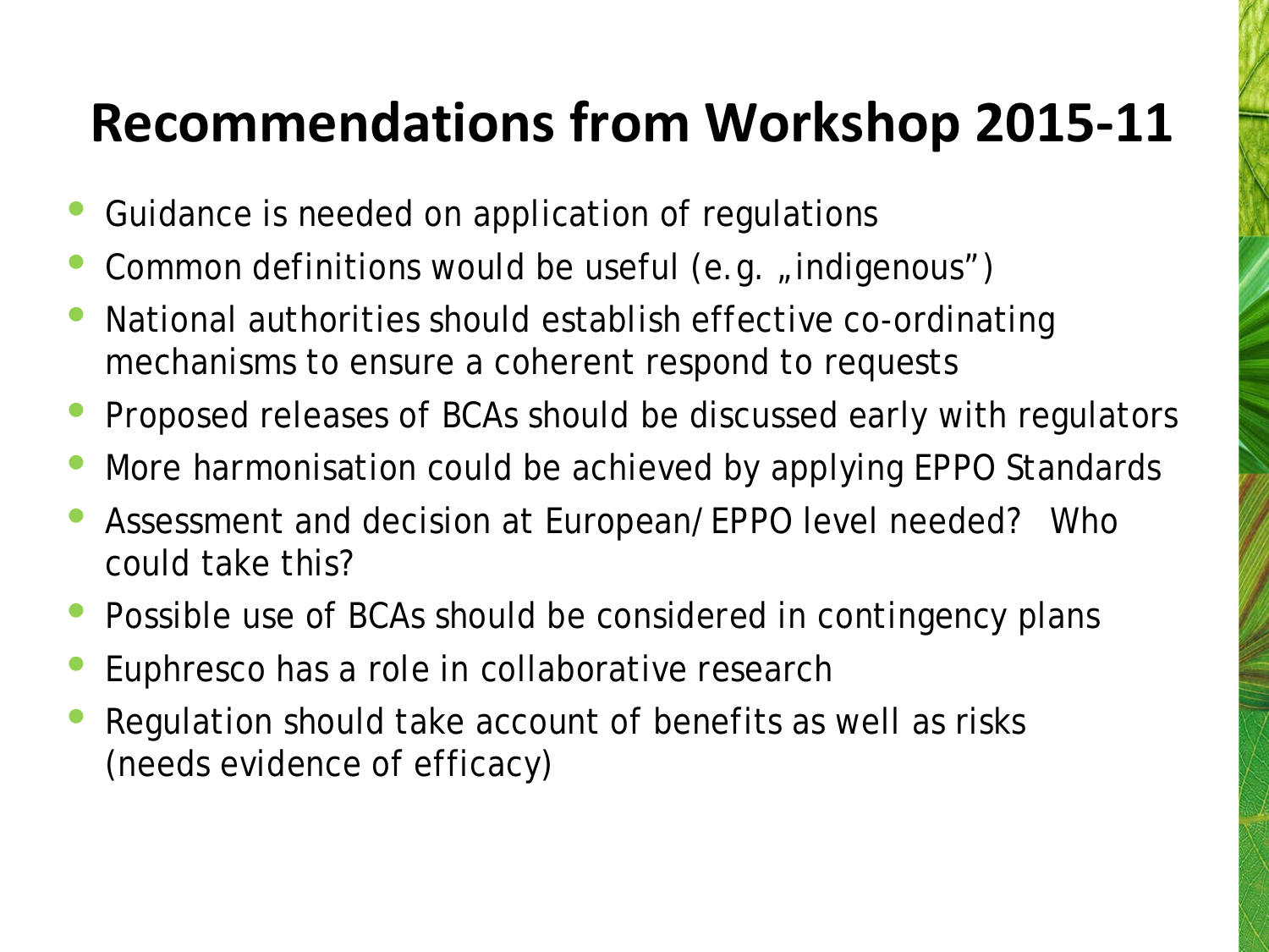# Recommendations from Workshop 2015-11

- Guidance is needed on application of regulations
- Common definitions would be useful (e.g. „indigenous")
- National authorities should establish effective co-ordinating mechanisms to ensure a coherent respond to requests
- Proposed releases of BCAs should be discussed early with regulators
- More harmonisation could be achieved by applying EPPO Standards
- Assessment and decision at European/EPPO level needed? Who could take this?
- Possible use of BCAs should be considered in contingency plans
- Euphresco has a role in collaborative research
- Regulation should take account of benefits as well as risks (needs evidence of efficacy)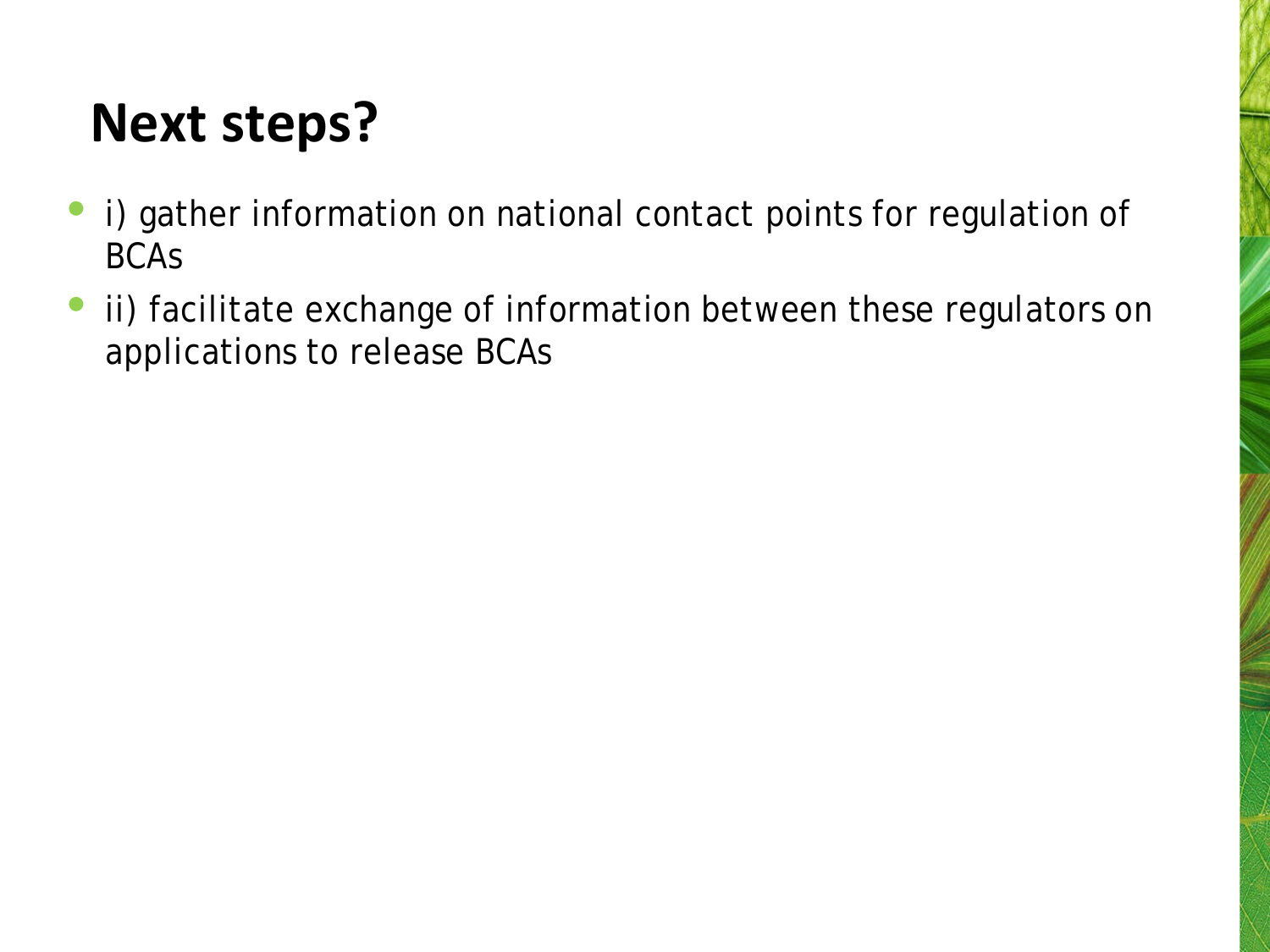# Next steps?

- i) gather information on national contact points for regulation of BCAs
- ii) facilitate exchange of information between these regulators on applications to release BCAs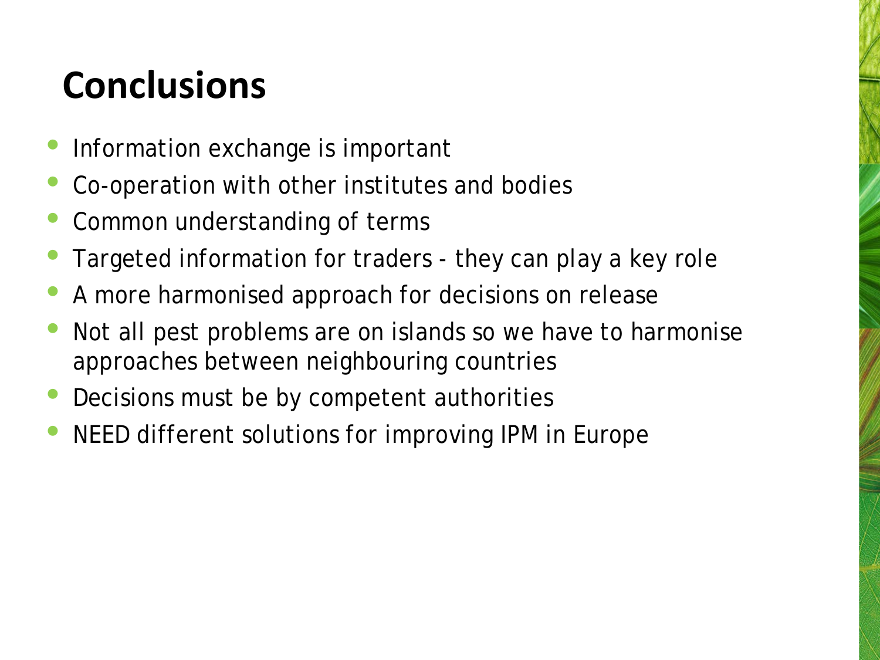# Conclusions

- Information exchange is important
- Co-operation with other institutes and bodies
- Common understanding of terms
- Targeted information for traders - they can play a key role
- A more harmonised approach for decisions on release
- Not all pest problems are on islands so we have to harmonise approaches between neighbouring countries
- Decisions must be by competent authorities
- NEED different solutions for improving IPM in Europe